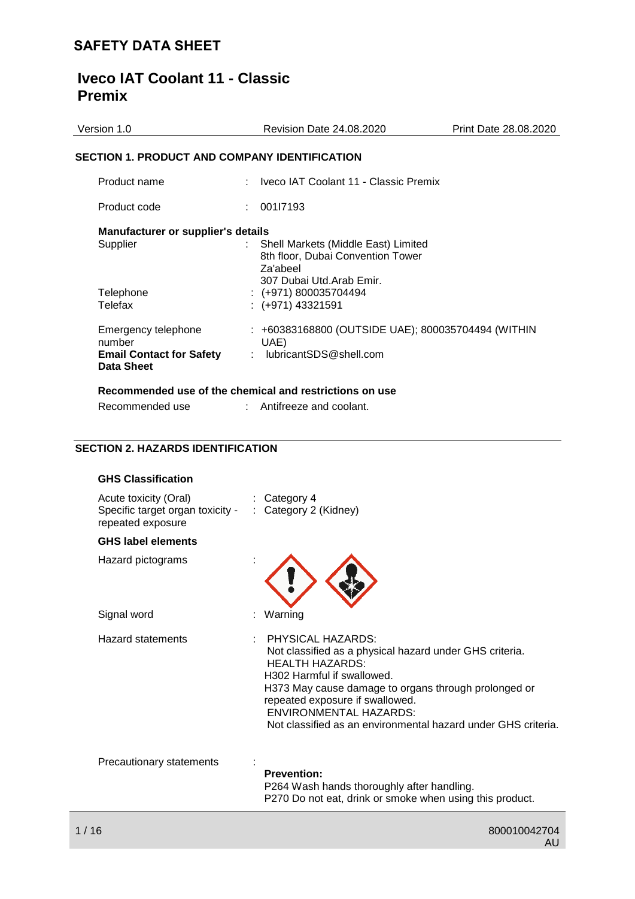# SAFETY DATA SHEET

# Iveco IAT Coolant 11 - Classic Premix

| Version 1.0 | Revision Date 24.08.2020 | Print Date 28.08.2020 |
|---|---|---|

## SECTION 1. PRODUCT AND COMPANY IDENTIFICATION

Product name : Iveco IAT Coolant 11 - Classic Premix

Product code : 001I7193

**Manufacturer or supplier's details**

Supplier : Shell Markets (Middle East) Limited
8th floor, Dubai Convention Tower
Za'abeel
307 Dubai Utd.Arab Emir.

Telephone : (+971) 800035704494

Telefax : (+971) 43321591

Emergency telephone number : +60383168800 (OUTSIDE UAE); 800035704494 (WITHIN UAE)

**Email Contact for Safety Data Sheet** : lubricantSDS@shell.com

**Recommended use of the chemical and restrictions on use**

Recommended use : Antifreeze and coolant.

## SECTION 2. HAZARDS IDENTIFICATION

**GHS Classification**

Acute toxicity (Oral) : Category 4

Specific target organ toxicity - repeated exposure : Category 2 (Kidney)

**GHS label elements**

Hazard pictograms :

Signal word : Warning

Hazard statements : PHYSICAL HAZARDS:
Not classified as a physical hazard under GHS criteria.
HEALTH HAZARDS:
H302 Harmful if swallowed.
H373 May cause damage to organs through prolonged or repeated exposure if swallowed.
ENVIRONMENTAL HAZARDS:
Not classified as an environmental hazard under GHS criteria.

Precautionary statements :

**Prevention:**
P264 Wash hands thoroughly after handling.
P270 Do not eat, drink or smoke when using this product.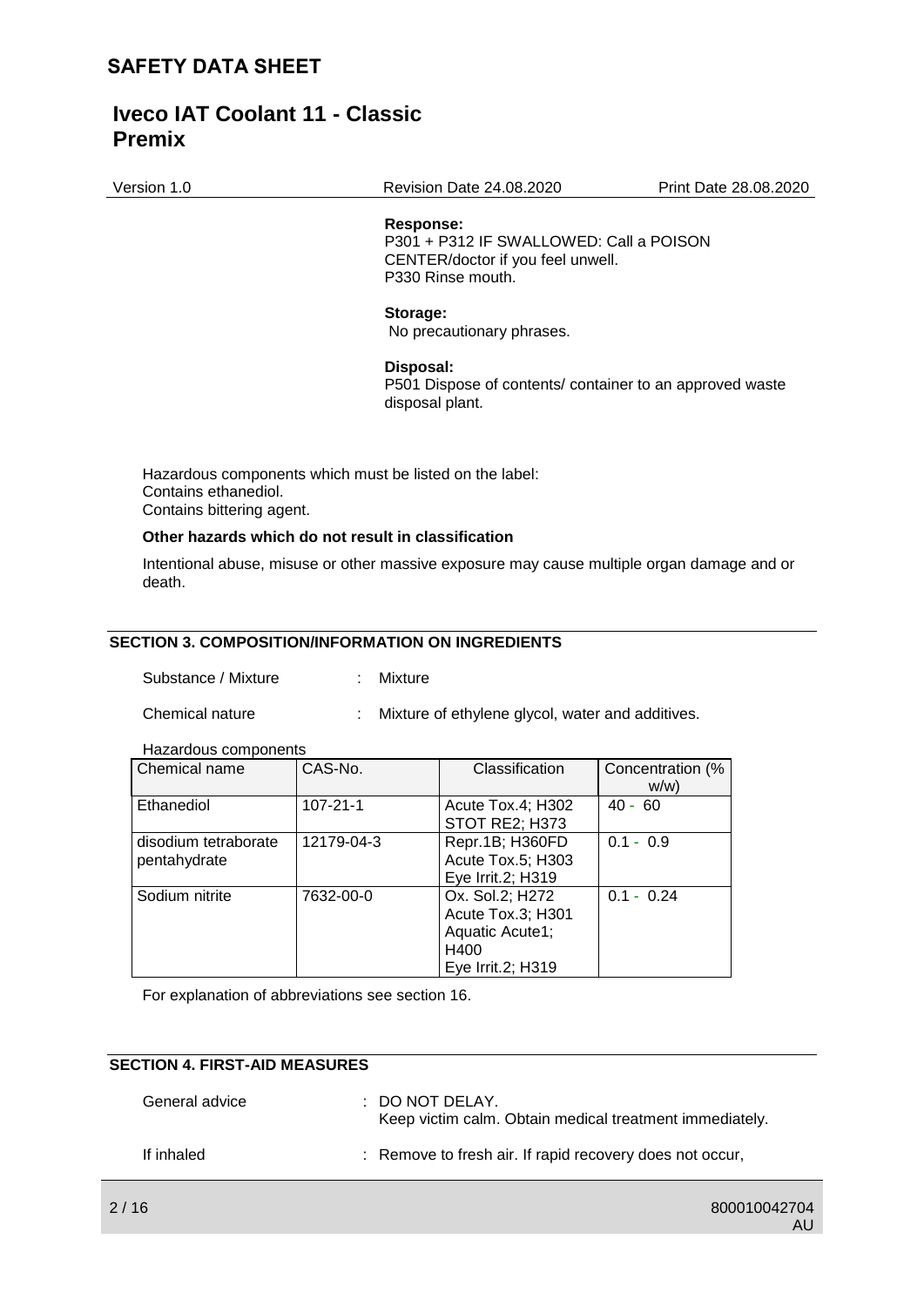**Response:**
P301 + P312 IF SWALLOWED: Call a POISON CENTER/doctor if you feel unwell.
P330 Rinse mouth.

**Storage:**
No precautionary phrases.

**Disposal:**
P501 Dispose of contents/ container to an approved waste disposal plant.

Hazardous components which must be listed on the label:
Contains ethanediol.
Contains bittering agent.

**Other hazards which do not result in classification**

Intentional abuse, misuse or other massive exposure may cause multiple organ damage and or death.

## SECTION 3. COMPOSITION/INFORMATION ON INGREDIENTS

Substance / Mixture : Mixture

Chemical nature : Mixture of ethylene glycol, water and additives.

Hazardous components

| Chemical name | CAS-No. | Classification | Concentration (% w/w) |
|---|---|---|---|
| Ethanediol | 107-21-1 | Acute Tox.4; H302<br>STOT RE2; H373 | 40 - 60 |
| disodium tetraborate pentahydrate | 12179-04-3 | Repr.1B; H360FD<br>Acute Tox.5; H303<br>Eye Irrit.2; H319 | 0.1 - 0.9 |
| Sodium nitrite | 7632-00-0 | Ox. Sol.2; H272<br>Acute Tox.3; H301<br>Aquatic Acute1; H400<br>Eye Irrit.2; H319 | 0.1 - 0.24 |

For explanation of abbreviations see section 16.

## SECTION 4. FIRST-AID MEASURES

General advice : DO NOT DELAY.
Keep victim calm. Obtain medical treatment immediately.

If inhaled : Remove to fresh air. If rapid recovery does not occur,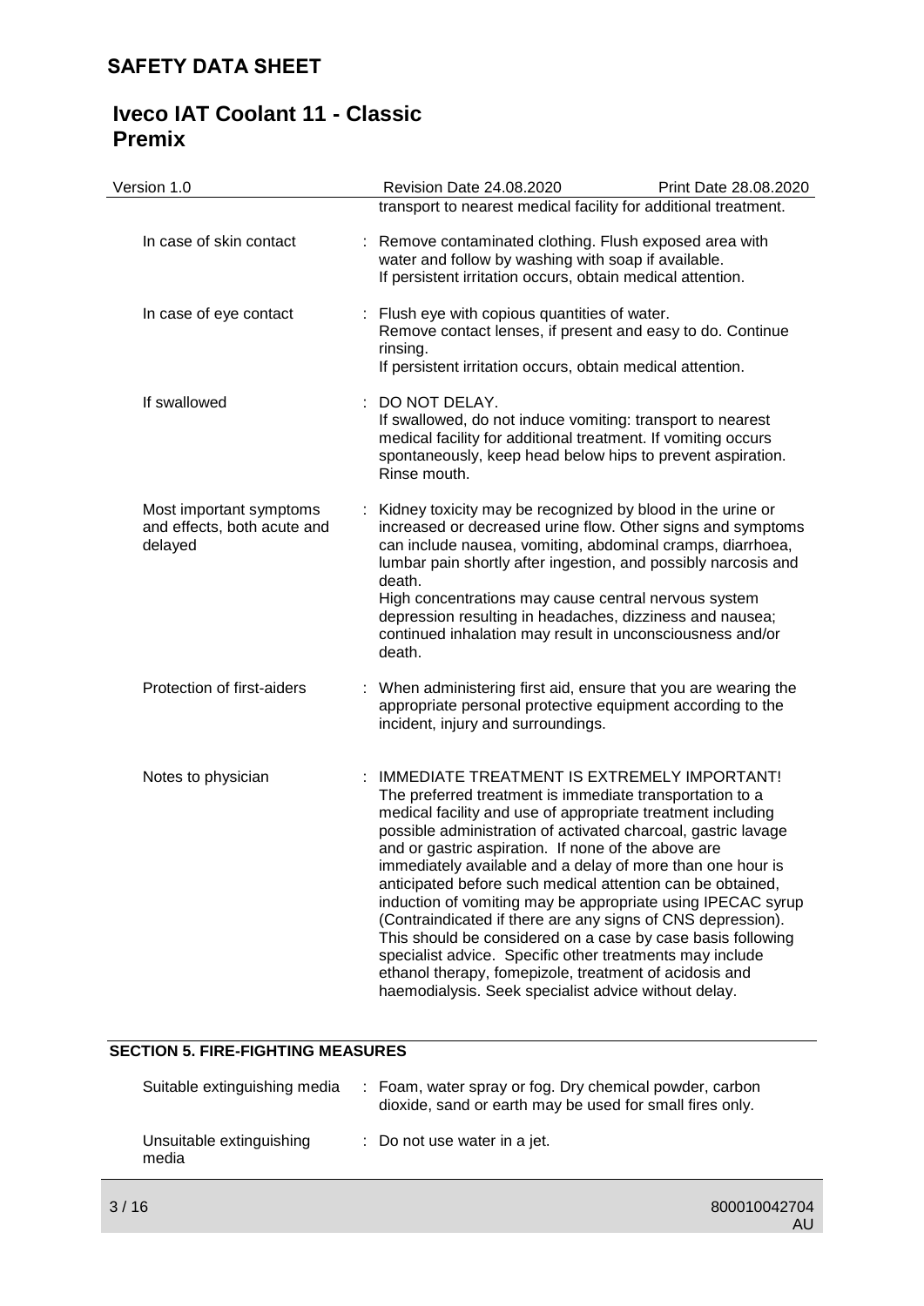transport to nearest medical facility for additional treatment.

| | |
|---|---|
| In case of skin contact | : Remove contaminated clothing. Flush exposed area with water and follow by washing with soap if available. If persistent irritation occurs, obtain medical attention. |
| In case of eye contact | : Flush eye with copious quantities of water. Remove contact lenses, if present and easy to do. Continue rinsing. If persistent irritation occurs, obtain medical attention. |
| If swallowed | : DO NOT DELAY. If swallowed, do not induce vomiting: transport to nearest medical facility for additional treatment. If vomiting occurs spontaneously, keep head below hips to prevent aspiration. Rinse mouth. |
| Most important symptoms and effects, both acute and delayed | : Kidney toxicity may be recognized by blood in the urine or increased or decreased urine flow. Other signs and symptoms can include nausea, vomiting, abdominal cramps, diarrhoea, lumbar pain shortly after ingestion, and possibly narcosis and death. High concentrations may cause central nervous system depression resulting in headaches, dizziness and nausea; continued inhalation may result in unconsciousness and/or death. |
| Protection of first-aiders | : When administering first aid, ensure that you are wearing the appropriate personal protective equipment according to the incident, injury and surroundings. |
| Notes to physician | : IMMEDIATE TREATMENT IS EXTREMELY IMPORTANT! The preferred treatment is immediate transportation to a medical facility and use of appropriate treatment including possible administration of activated charcoal, gastric lavage and or gastric aspiration. If none of the above are immediately available and a delay of more than one hour is anticipated before such medical attention can be obtained, induction of vomiting may be appropriate using IPECAC syrup (Contraindicated if there are any signs of CNS depression). This should be considered on a case by case basis following specialist advice. Specific other treatments may include ethanol therapy, fomepizole, treatment of acidosis and haemodialysis. Seek specialist advice without delay. |

## SECTION 5. FIRE-FIGHTING MEASURES

| | |
|---|---|
| Suitable extinguishing media | : Foam, water spray or fog. Dry chemical powder, carbon dioxide, sand or earth may be used for small fires only. |
| Unsuitable extinguishing media | : Do not use water in a jet. |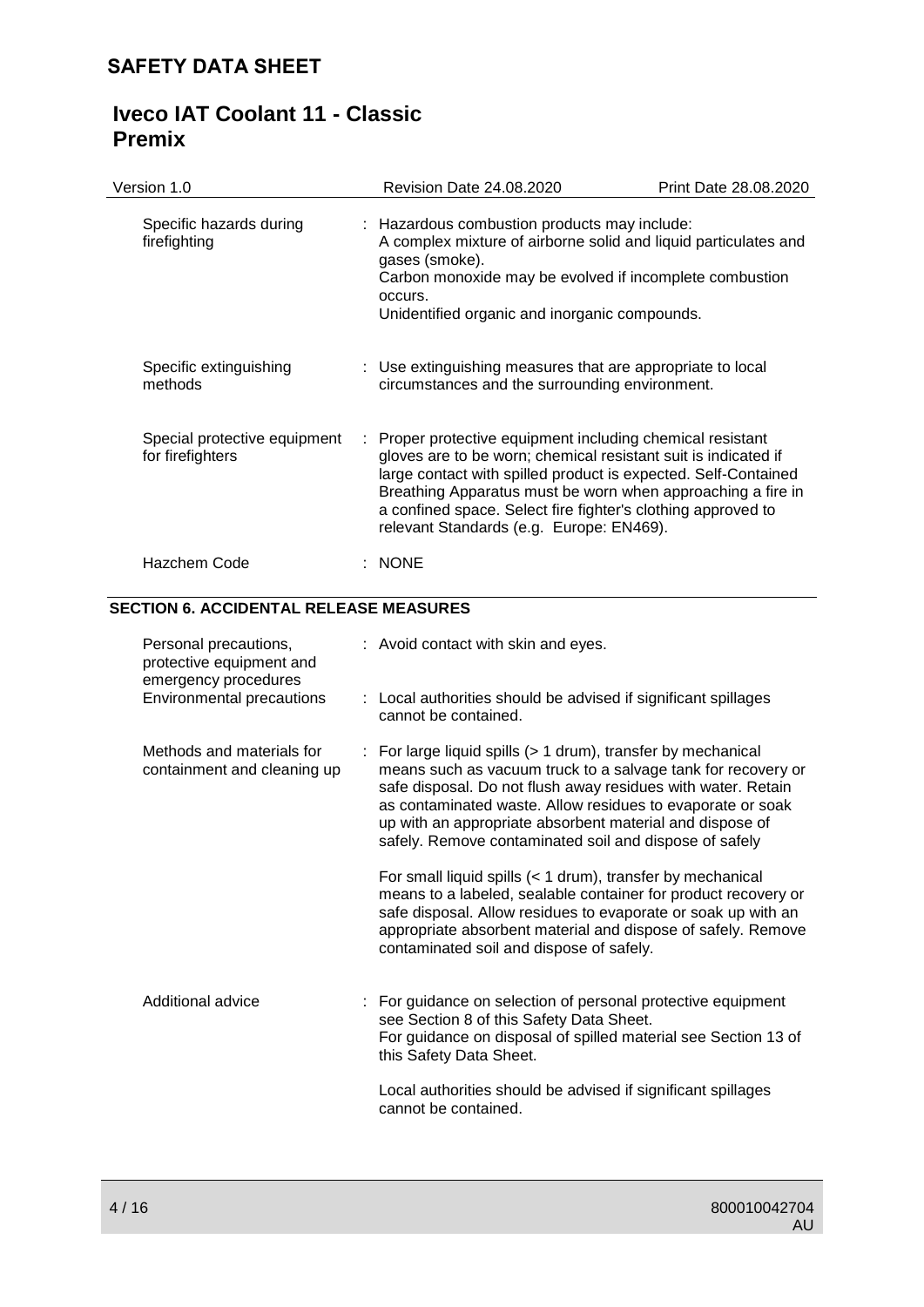| | | |
|---|---|---|
| Specific hazards during firefighting | : | Hazardous combustion products may include: A complex mixture of airborne solid and liquid particulates and gases (smoke). Carbon monoxide may be evolved if incomplete combustion occurs. Unidentified organic and inorganic compounds. |
| Specific extinguishing methods | : | Use extinguishing measures that are appropriate to local circumstances and the surrounding environment. |
| Special protective equipment for firefighters | : | Proper protective equipment including chemical resistant gloves are to be worn; chemical resistant suit is indicated if large contact with spilled product is expected. Self-Contained Breathing Apparatus must be worn when approaching a fire in a confined space. Select fire fighter's clothing approved to relevant Standards (e.g. Europe: EN469). |
| Hazchem Code | : | NONE |

## SECTION 6. ACCIDENTAL RELEASE MEASURES

| | | |
|---|---|---|
| Personal precautions, protective equipment and emergency procedures | : | Avoid contact with skin and eyes. |
| Environmental precautions | : | Local authorities should be advised if significant spillages cannot be contained. |
| Methods and materials for containment and cleaning up | : | For large liquid spills (> 1 drum), transfer by mechanical means such as vacuum truck to a salvage tank for recovery or safe disposal. Do not flush away residues with water. Retain as contaminated waste. Allow residues to evaporate or soak up with an appropriate absorbent material and dispose of safely. Remove contaminated soil and dispose of safely<br><br>For small liquid spills (< 1 drum), transfer by mechanical means to a labeled, sealable container for product recovery or safe disposal. Allow residues to evaporate or soak up with an appropriate absorbent material and dispose of safely. Remove contaminated soil and dispose of safely. |
| Additional advice | : | For guidance on selection of personal protective equipment see Section 8 of this Safety Data Sheet. For guidance on disposal of spilled material see Section 13 of this Safety Data Sheet.<br><br>Local authorities should be advised if significant spillages cannot be contained. |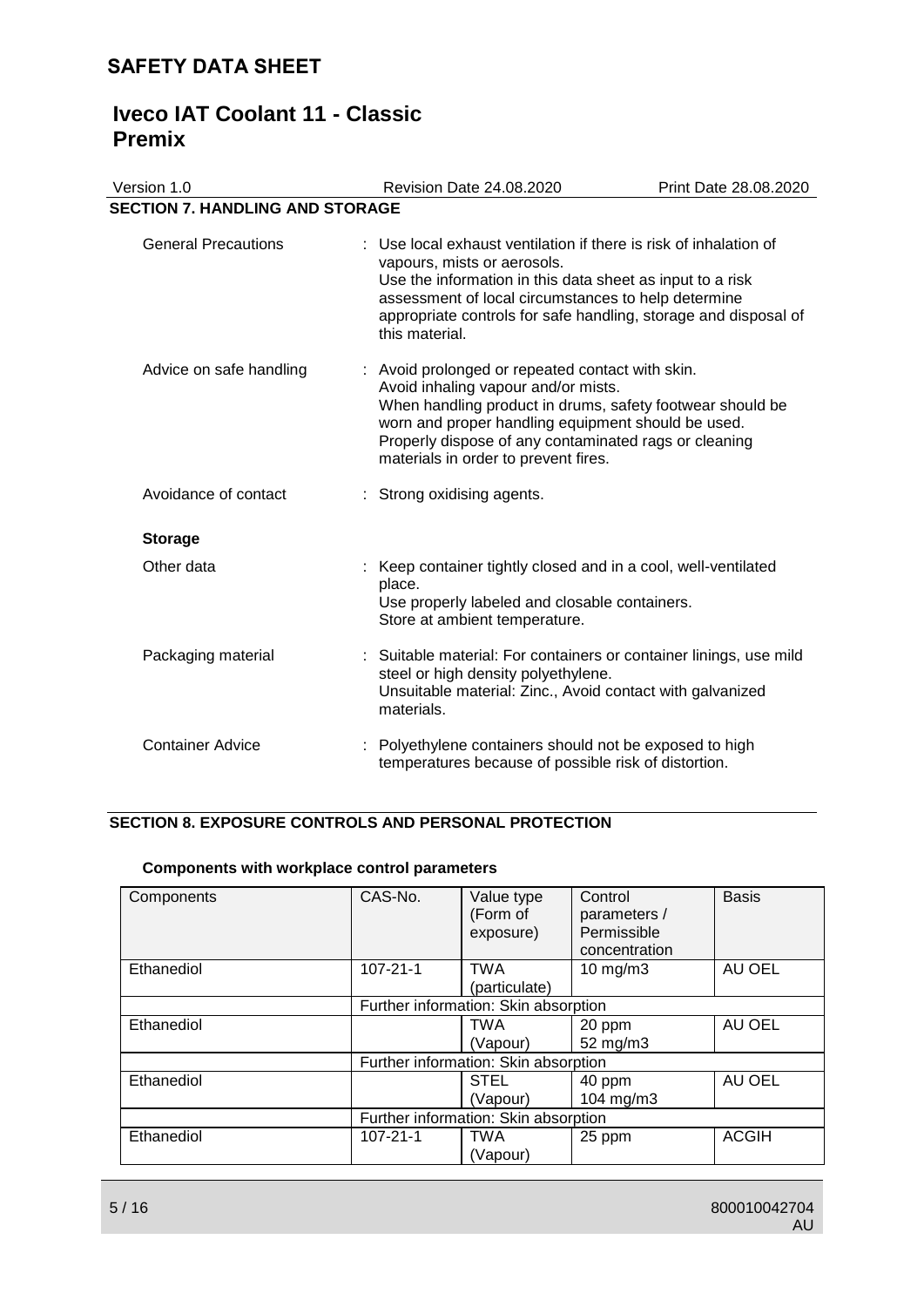## SECTION 7. HANDLING AND STORAGE

General Precautions : Use local exhaust ventilation if there is risk of inhalation of vapours, mists or aerosols.
Use the information in this data sheet as input to a risk assessment of local circumstances to help determine appropriate controls for safe handling, storage and disposal of this material.

Advice on safe handling : Avoid prolonged or repeated contact with skin.
Avoid inhaling vapour and/or mists.
When handling product in drums, safety footwear should be worn and proper handling equipment should be used.
Properly dispose of any contaminated rags or cleaning materials in order to prevent fires.

Avoidance of contact : Strong oxidising agents.

**Storage**

Other data : Keep container tightly closed and in a cool, well-ventilated place.
Use properly labeled and closable containers.
Store at ambient temperature.

Packaging material : Suitable material: For containers or container linings, use mild steel or high density polyethylene.
Unsuitable material: Zinc., Avoid contact with galvanized materials.

Container Advice : Polyethylene containers should not be exposed to high temperatures because of possible risk of distortion.

## SECTION 8. EXPOSURE CONTROLS AND PERSONAL PROTECTION

**Components with workplace control parameters**

| Components | CAS-No. | Value type (Form of exposure) | Control parameters / Permissible concentration | Basis |
|---|---|---|---|---|
| Ethanediol | 107-21-1 | TWA (particulate) | 10 mg/m3 | AU OEL |
| | Further information: Skin absorption | | | |
| Ethanediol | | TWA (Vapour) | 20 ppm 52 mg/m3 | AU OEL |
| | Further information: Skin absorption | | | |
| Ethanediol | | STEL (Vapour) | 40 ppm 104 mg/m3 | AU OEL |
| | Further information: Skin absorption | | | |
| Ethanediol | 107-21-1 | TWA (Vapour) | 25 ppm | ACGIH |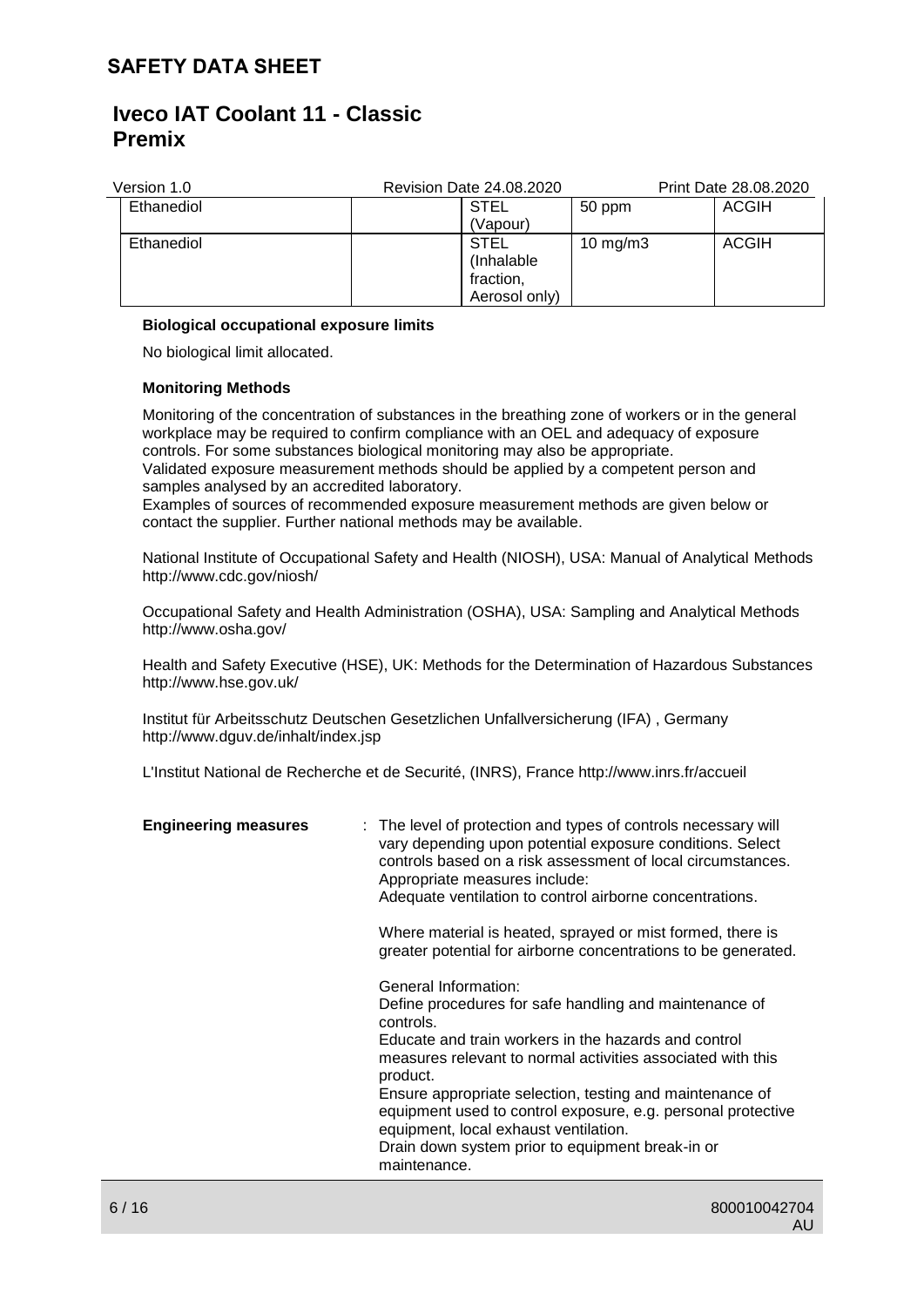| Ethanediol | | STEL (Vapour) | 50 ppm | ACGIH |
| --- | --- | --- | --- | --- |
| Ethanediol | | STEL (Inhalable fraction, Aerosol only) | 10 mg/m3 | ACGIH |

**Biological occupational exposure limits**

No biological limit allocated.

**Monitoring Methods**

Monitoring of the concentration of substances in the breathing zone of workers or in the general workplace may be required to confirm compliance with an OEL and adequacy of exposure controls. For some substances biological monitoring may also be appropriate.
Validated exposure measurement methods should be applied by a competent person and samples analysed by an accredited laboratory.
Examples of sources of recommended exposure measurement methods are given below or contact the supplier. Further national methods may be available.

National Institute of Occupational Safety and Health (NIOSH), USA: Manual of Analytical Methods http://www.cdc.gov/niosh/

Occupational Safety and Health Administration (OSHA), USA: Sampling and Analytical Methods http://www.osha.gov/

Health and Safety Executive (HSE), UK: Methods for the Determination of Hazardous Substances http://www.hse.gov.uk/

Institut für Arbeitsschutz Deutschen Gesetzlichen Unfallversicherung (IFA) , Germany http://www.dguv.de/inhalt/index.jsp

L'Institut National de Recherche et de Securité, (INRS), France http://www.inrs.fr/accueil

**Engineering measures** : The level of protection and types of controls necessary will vary depending upon potential exposure conditions. Select controls based on a risk assessment of local circumstances. Appropriate measures include:
Adequate ventilation to control airborne concentrations.

Where material is heated, sprayed or mist formed, there is greater potential for airborne concentrations to be generated.

General Information:
Define procedures for safe handling and maintenance of controls.
Educate and train workers in the hazards and control measures relevant to normal activities associated with this product.
Ensure appropriate selection, testing and maintenance of equipment used to control exposure, e.g. personal protective equipment, local exhaust ventilation.
Drain down system prior to equipment break-in or maintenance.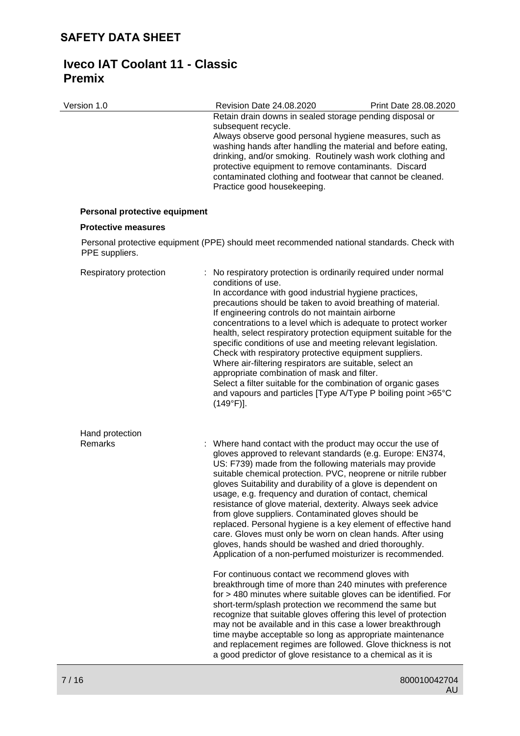Retain drain downs in sealed storage pending disposal or subsequent recycle.
Always observe good personal hygiene measures, such as washing hands after handling the material and before eating, drinking, and/or smoking. Routinely wash work clothing and protective equipment to remove contaminants. Discard contaminated clothing and footwear that cannot be cleaned. Practice good housekeeping.

### Personal protective equipment

#### Protective measures

Personal protective equipment (PPE) should meet recommended national standards. Check with PPE suppliers.

Respiratory protection : No respiratory protection is ordinarily required under normal conditions of use.
In accordance with good industrial hygiene practices, precautions should be taken to avoid breathing of material.
If engineering controls do not maintain airborne concentrations to a level which is adequate to protect worker health, select respiratory protection equipment suitable for the specific conditions of use and meeting relevant legislation.
Check with respiratory protective equipment suppliers.
Where air-filtering respirators are suitable, select an appropriate combination of mask and filter.
Select a filter suitable for the combination of organic gases and vapours and particles [Type A/Type P boiling point >65°C (149°F)].

Hand protection
Remarks : Where hand contact with the product may occur the use of gloves approved to relevant standards (e.g. Europe: EN374, US: F739) made from the following materials may provide suitable chemical protection. PVC, neoprene or nitrile rubber gloves Suitability and durability of a glove is dependent on usage, e.g. frequency and duration of contact, chemical resistance of glove material, dexterity. Always seek advice from glove suppliers. Contaminated gloves should be replaced. Personal hygiene is a key element of effective hand care. Gloves must only be worn on clean hands. After using gloves, hands should be washed and dried thoroughly. Application of a non-perfumed moisturizer is recommended.

For continuous contact we recommend gloves with breakthrough time of more than 240 minutes with preference for > 480 minutes where suitable gloves can be identified. For short-term/splash protection we recommend the same but recognize that suitable gloves offering this level of protection may not be available and in this case a lower breakthrough time maybe acceptable so long as appropriate maintenance and replacement regimes are followed. Glove thickness is not a good predictor of glove resistance to a chemical as it is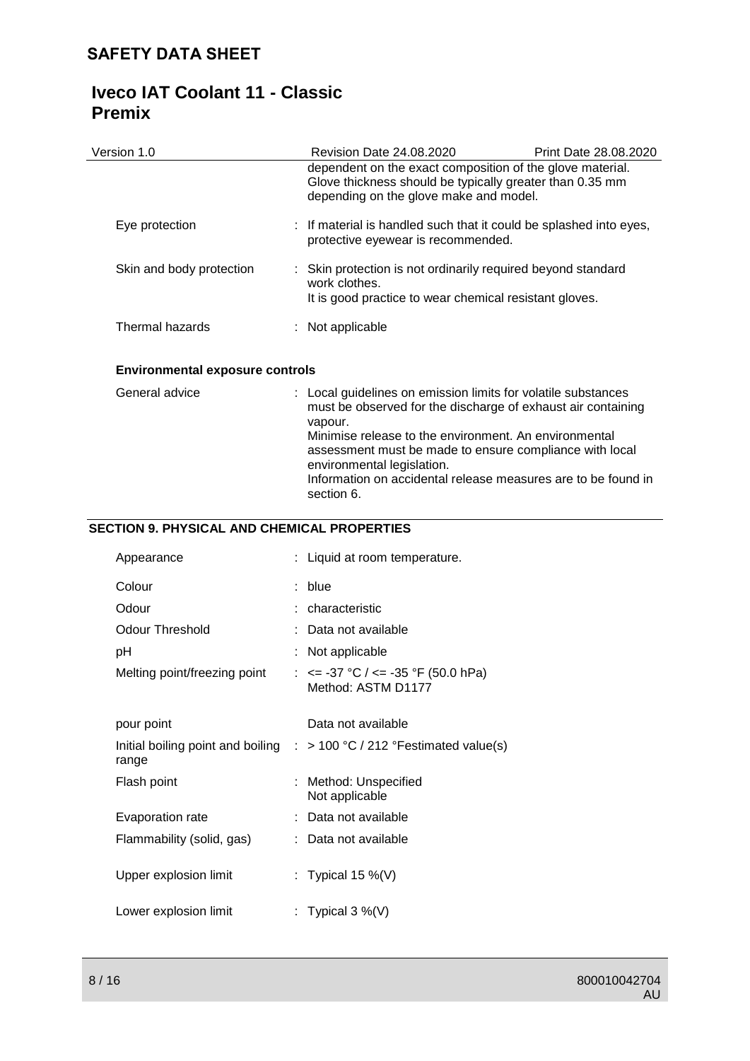| | |
|---|---|
| | dependent on the exact composition of the glove material. Glove thickness should be typically greater than 0.35 mm depending on the glove make and model. |
| Eye protection | : If material is handled such that it could be splashed into eyes, protective eyewear is recommended. |
| Skin and body protection | : Skin protection is not ordinarily required beyond standard work clothes. It is good practice to wear chemical resistant gloves. |
| Thermal hazards | : Not applicable |

**Environmental exposure controls**

| | |
|---|---|
| General advice | : Local guidelines on emission limits for volatile substances must be observed for the discharge of exhaust air containing vapour. Minimise release to the environment. An environmental assessment must be made to ensure compliance with local environmental legislation. Information on accidental release measures are to be found in section 6. |

## SECTION 9. PHYSICAL AND CHEMICAL PROPERTIES

| | |
|---|---|
| Appearance | : Liquid at room temperature. |
| Colour | : blue |
| Odour | : characteristic |
| Odour Threshold | : Data not available |
| pH | : Not applicable |
| Melting point/freezing point | : <= -37 °C / <= -35 °F (50.0 hPa) Method: ASTM D1177 |
| pour point | Data not available |
| Initial boiling point and boiling range | : > 100 °C / 212 °Festimated value(s) |
| Flash point | : Method: Unspecified Not applicable |
| Evaporation rate | : Data not available |
| Flammability (solid, gas) | : Data not available |
| Upper explosion limit | : Typical 15 %(V) |
| Lower explosion limit | : Typical 3 %(V) |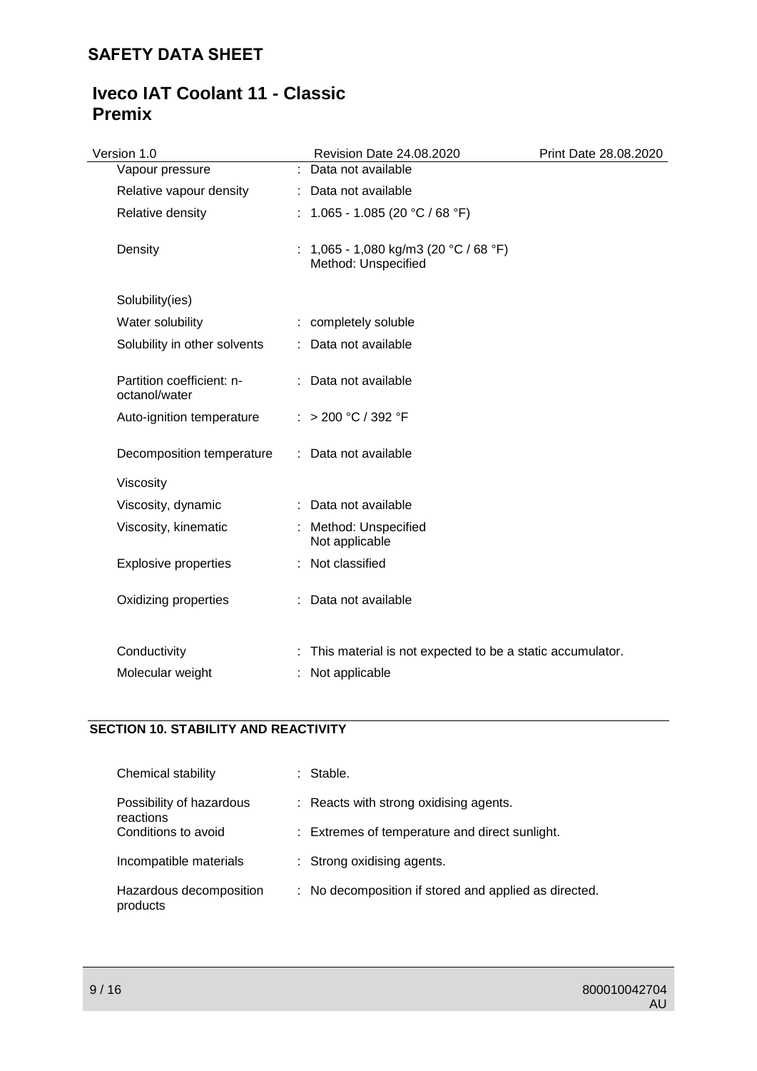| | | |
|---|---|---|
| Vapour pressure | : | Data not available |
| Relative vapour density | : | Data not available |
| Relative density | : | 1.065 - 1.085 (20 °C / 68 °F) |
| Density | : | 1,065 - 1,080 kg/m3 (20 °C / 68 °F)<br>Method: Unspecified |
| Solubility(ies) | | |
| Water solubility | : | completely soluble |
| Solubility in other solvents | : | Data not available |
| Partition coefficient: n-octanol/water | : | Data not available |
| Auto-ignition temperature | : | > 200 °C / 392 °F |
| Decomposition temperature | : | Data not available |
| Viscosity | | |
| Viscosity, dynamic | : | Data not available |
| Viscosity, kinematic | : | Method: Unspecified<br>Not applicable |
| Explosive properties | : | Not classified |
| Oxidizing properties | : | Data not available |
| Conductivity | : | This material is not expected to be a static accumulator. |
| Molecular weight | : | Not applicable |

## SECTION 10. STABILITY AND REACTIVITY

| | | |
|---|---|---|
| Chemical stability | : | Stable. |
| Possibility of hazardous reactions | : | Reacts with strong oxidising agents. |
| Conditions to avoid | : | Extremes of temperature and direct sunlight. |
| Incompatible materials | : | Strong oxidising agents. |
| Hazardous decomposition products | : | No decomposition if stored and applied as directed. |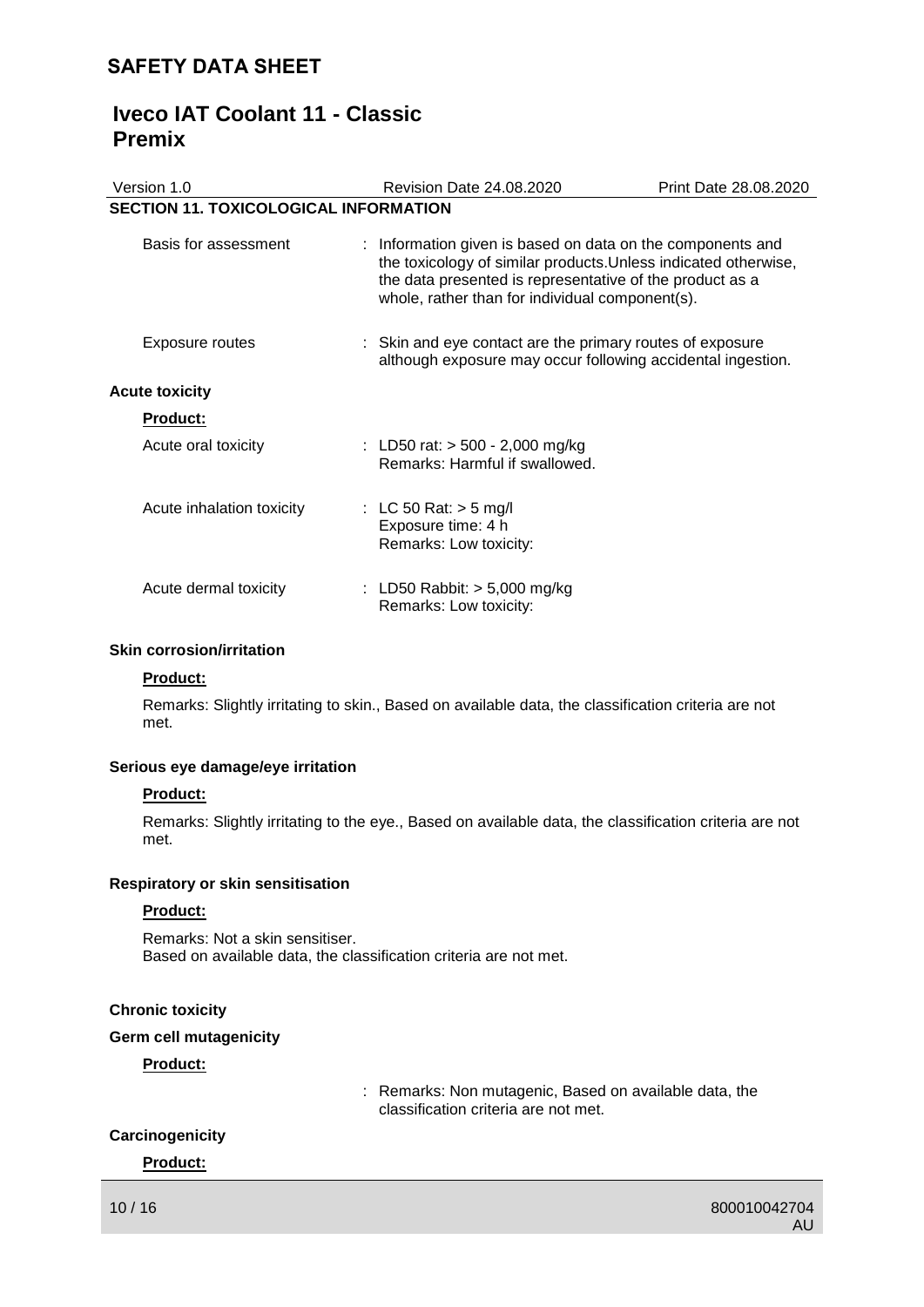## SECTION 11. TOXICOLOGICAL INFORMATION

Basis for assessment : Information given is based on data on the components and the toxicology of similar products.Unless indicated otherwise, the data presented is representative of the product as a whole, rather than for individual component(s).

Exposure routes : Skin and eye contact are the primary routes of exposure although exposure may occur following accidental ingestion.

### Acute toxicity

**Product:**

Acute oral toxicity : LD50 rat: > 500 - 2,000 mg/kg
Remarks: Harmful if swallowed.

Acute inhalation toxicity : LC 50 Rat: > 5 mg/l
Exposure time: 4 h
Remarks: Low toxicity:

Acute dermal toxicity : LD50 Rabbit: > 5,000 mg/kg
Remarks: Low toxicity:

### Skin corrosion/irritation

**Product:**

Remarks: Slightly irritating to skin., Based on available data, the classification criteria are not met.

### Serious eye damage/eye irritation

**Product:**

Remarks: Slightly irritating to the eye., Based on available data, the classification criteria are not met.

### Respiratory or skin sensitisation

**Product:**

Remarks: Not a skin sensitiser.
Based on available data, the classification criteria are not met.

### Chronic toxicity

### Germ cell mutagenicity

**Product:**

: Remarks: Non mutagenic, Based on available data, the classification criteria are not met.

### Carcinogenicity

**Product:**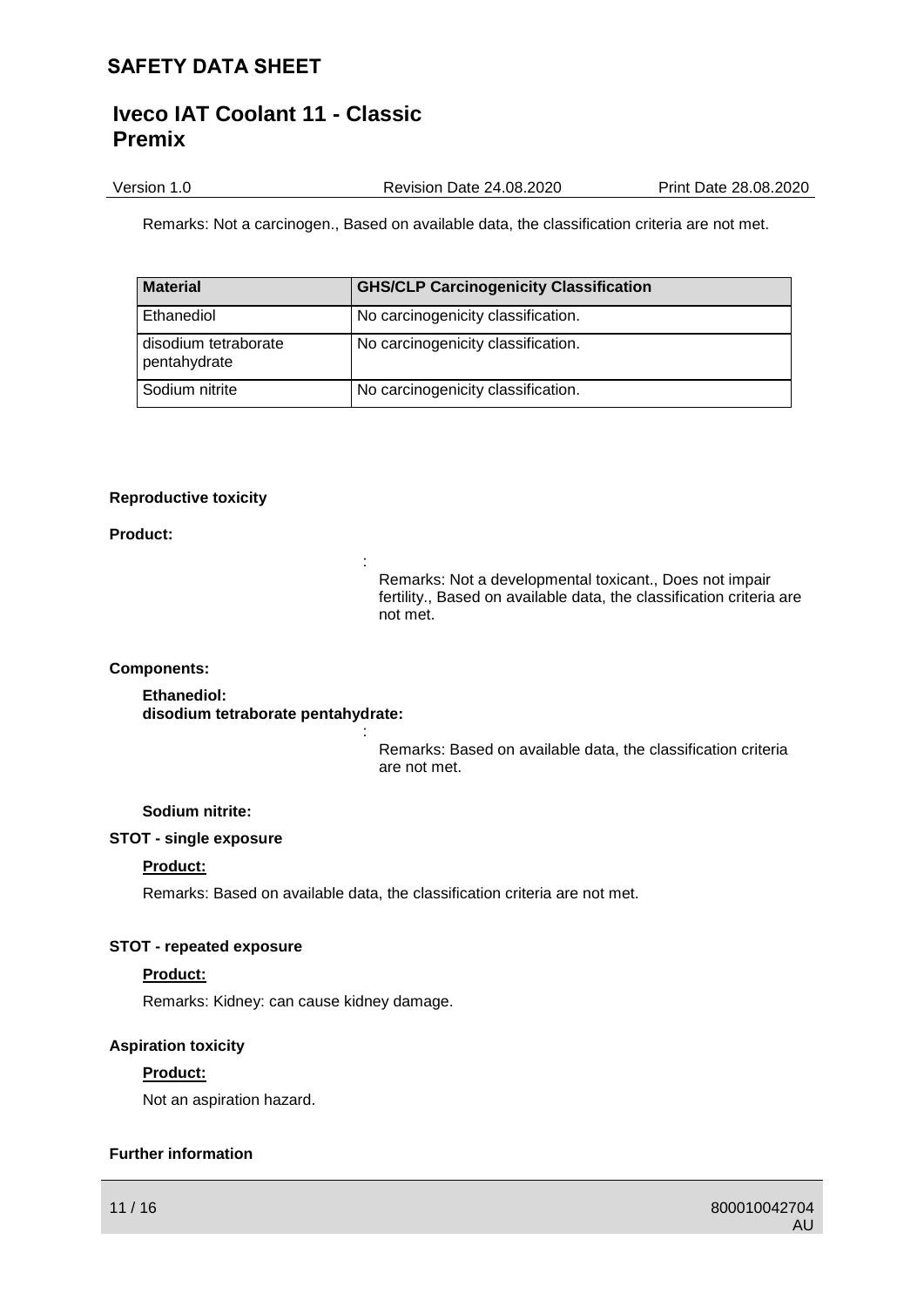Remarks: Not a carcinogen., Based on available data, the classification criteria are not met.

| Material | GHS/CLP Carcinogenicity Classification |
| --- | --- |
| Ethanediol | No carcinogenicity classification. |
| disodium tetraborate pentahydrate | No carcinogenicity classification. |
| Sodium nitrite | No carcinogenicity classification. |

**Reproductive toxicity**

**Product:**

: Remarks: Not a developmental toxicant., Does not impair fertility., Based on available data, the classification criteria are not met.

**Components:**

**Ethanediol:**
**disodium tetraborate pentahydrate:**

: Remarks: Based on available data, the classification criteria are not met.

**Sodium nitrite:**

**STOT - single exposure**

**Product:**

Remarks: Based on available data, the classification criteria are not met.

**STOT - repeated exposure**

**Product:**

Remarks: Kidney: can cause kidney damage.

**Aspiration toxicity**

**Product:**

Not an aspiration hazard.

**Further information**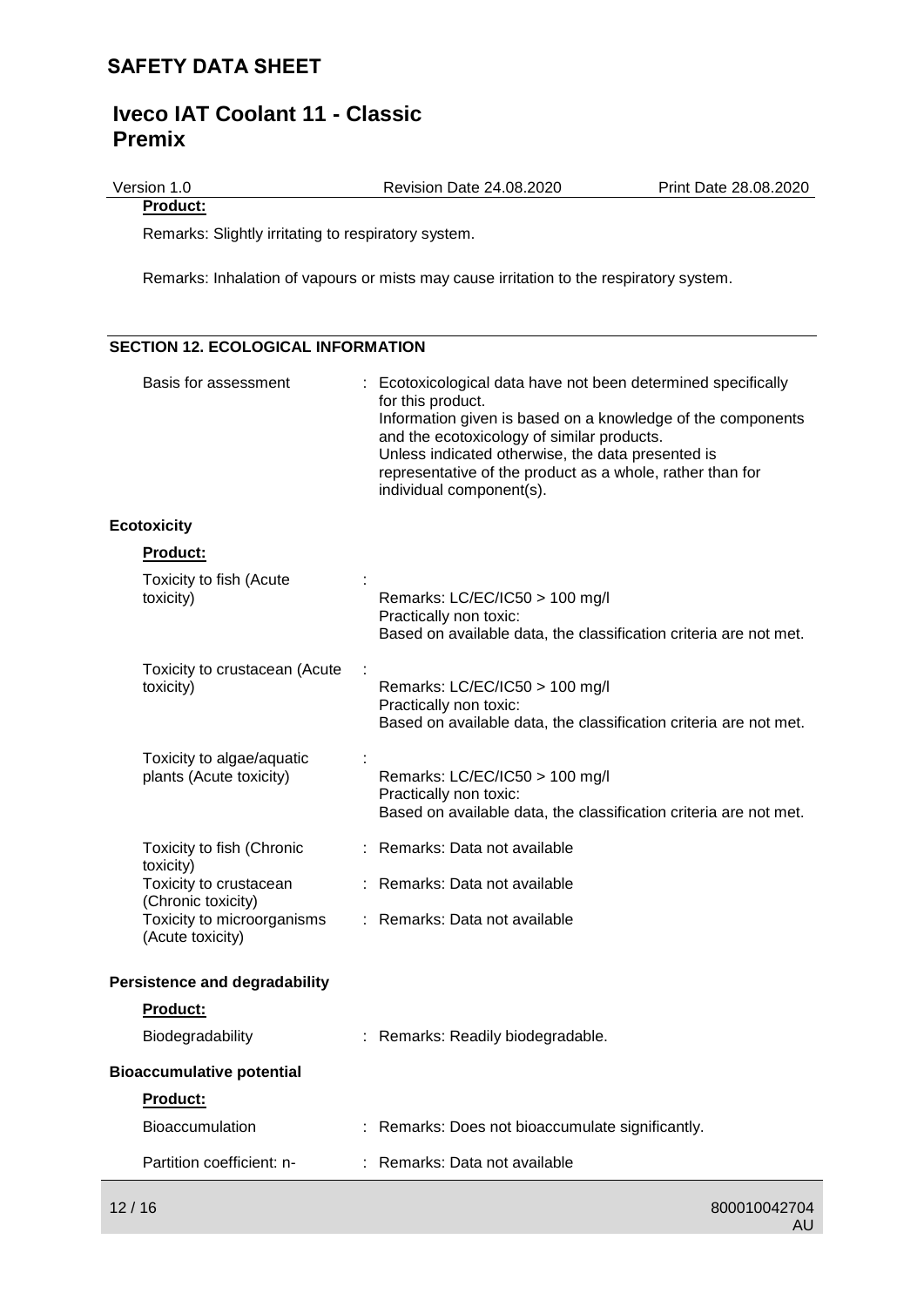**Product:**

Remarks: Slightly irritating to respiratory system.

Remarks: Inhalation of vapours or mists may cause irritation to the respiratory system.

## SECTION 12. ECOLOGICAL INFORMATION

Basis for assessment : Ecotoxicological data have not been determined specifically for this product.
Information given is based on a knowledge of the components and the ecotoxicology of similar products.
Unless indicated otherwise, the data presented is representative of the product as a whole, rather than for individual component(s).

### Ecotoxicity

**Product:**

Toxicity to fish (Acute toxicity) : Remarks: LC/EC/IC50 > 100 mg/l
Practically non toxic:
Based on available data, the classification criteria are not met.

Toxicity to crustacean (Acute toxicity) : Remarks: LC/EC/IC50 > 100 mg/l
Practically non toxic:
Based on available data, the classification criteria are not met.

Toxicity to algae/aquatic plants (Acute toxicity) : Remarks: LC/EC/IC50 > 100 mg/l
Practically non toxic:
Based on available data, the classification criteria are not met.

Toxicity to fish (Chronic toxicity) : Remarks: Data not available

Toxicity to crustacean (Chronic toxicity) : Remarks: Data not available

Toxicity to microorganisms (Acute toxicity) : Remarks: Data not available

### Persistence and degradability

**Product:**

Biodegradability : Remarks: Readily biodegradable.

### Bioaccumulative potential

**Product:**

Bioaccumulation : Remarks: Does not bioaccumulate significantly.

Partition coefficient: n- : Remarks: Data not available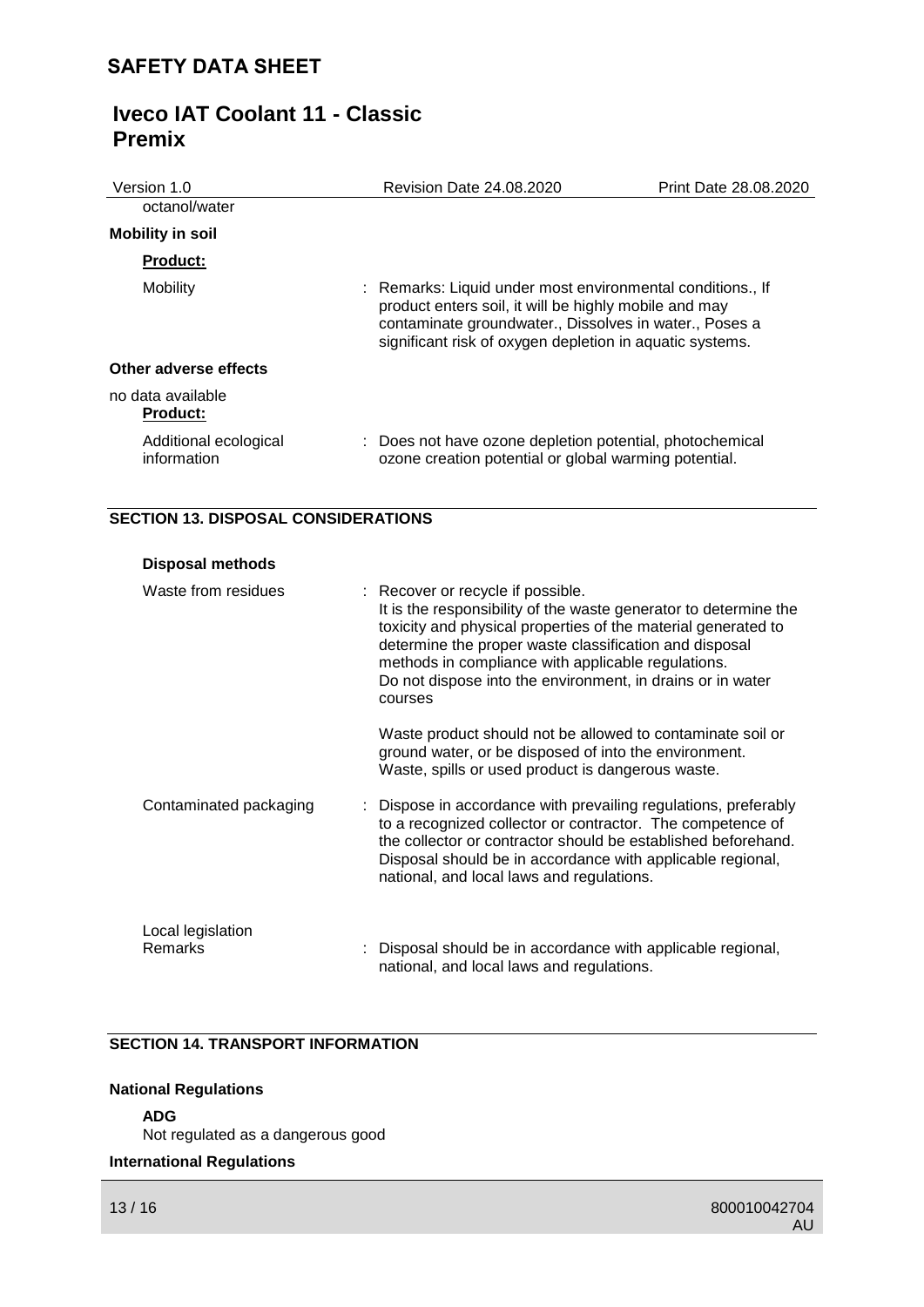octanol/water

**Mobility in soil**

**Product:**

Mobility : Remarks: Liquid under most environmental conditions., If product enters soil, it will be highly mobile and may contaminate groundwater., Dissolves in water., Poses a significant risk of oxygen depletion in aquatic systems.

**Other adverse effects**

no data available

**Product:**

Additional ecological information : Does not have ozone depletion potential, photochemical ozone creation potential or global warming potential.

## SECTION 13. DISPOSAL CONSIDERATIONS

**Disposal methods**

Waste from residues : Recover or recycle if possible.
It is the responsibility of the waste generator to determine the toxicity and physical properties of the material generated to determine the proper waste classification and disposal methods in compliance with applicable regulations.
Do not dispose into the environment, in drains or in water courses

Waste product should not be allowed to contaminate soil or ground water, or be disposed of into the environment.
Waste, spills or used product is dangerous waste.

Contaminated packaging : Dispose in accordance with prevailing regulations, preferably to a recognized collector or contractor. The competence of the collector or contractor should be established beforehand. Disposal should be in accordance with applicable regional, national, and local laws and regulations.

Local legislation

Remarks : Disposal should be in accordance with applicable regional, national, and local laws and regulations.

## SECTION 14. TRANSPORT INFORMATION

**National Regulations**

**ADG**

Not regulated as a dangerous good

**International Regulations**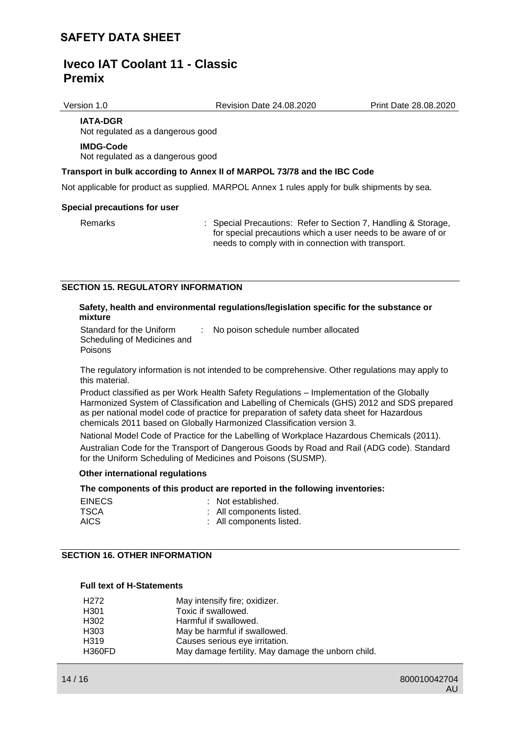**IATA-DGR**

Not regulated as a dangerous good

**IMDG-Code**

Not regulated as a dangerous good

**Transport in bulk according to Annex II of MARPOL 73/78 and the IBC Code**

Not applicable for product as supplied. MARPOL Annex 1 rules apply for bulk shipments by sea.

**Special precautions for user**

Remarks : Special Precautions: Refer to Section 7, Handling & Storage, for special precautions which a user needs to be aware of or needs to comply with in connection with transport.

## SECTION 15. REGULATORY INFORMATION

**Safety, health and environmental regulations/legislation specific for the substance or mixture**

Standard for the Uniform Scheduling of Medicines and Poisons : No poison schedule number allocated

The regulatory information is not intended to be comprehensive. Other regulations may apply to this material.

Product classified as per Work Health Safety Regulations – Implementation of the Globally Harmonized System of Classification and Labelling of Chemicals (GHS) 2012 and SDS prepared as per national model code of practice for preparation of safety data sheet for Hazardous chemicals 2011 based on Globally Harmonized Classification version 3.

National Model Code of Practice for the Labelling of Workplace Hazardous Chemicals (2011).

Australian Code for the Transport of Dangerous Goods by Road and Rail (ADG code). Standard for the Uniform Scheduling of Medicines and Poisons (SUSMP).

**Other international regulations**

**The components of this product are reported in the following inventories:**

| | |
|---|---|
| EINECS | : Not established. |
| TSCA | : All components listed. |
| AICS | : All components listed. |

## SECTION 16. OTHER INFORMATION

**Full text of H-Statements**

| | |
|---|---|
| H272 | May intensify fire; oxidizer. |
| H301 | Toxic if swallowed. |
| H302 | Harmful if swallowed. |
| H303 | May be harmful if swallowed. |
| H319 | Causes serious eye irritation. |
| H360FD | May damage fertility. May damage the unborn child. |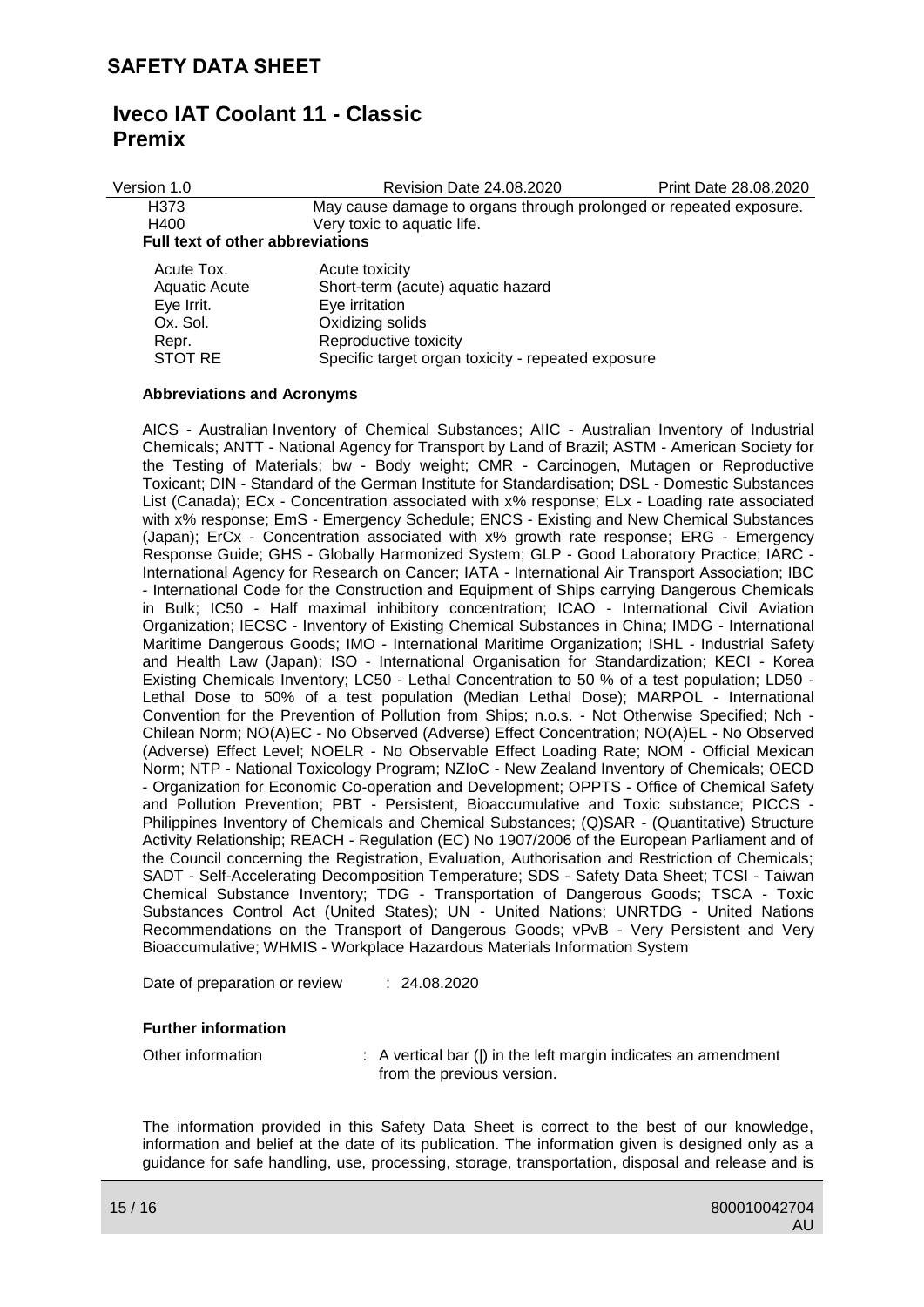| | |
|---|---|
| H373 | May cause damage to organs through prolonged or repeated exposure. |
| H400 | Very toxic to aquatic life. |

**Full text of other abbreviations**

| | |
|---|---|
| Acute Tox. | Acute toxicity |
| Aquatic Acute | Short-term (acute) aquatic hazard |
| Eye Irrit. | Eye irritation |
| Ox. Sol. | Oxidizing solids |
| Repr. | Reproductive toxicity |
| STOT RE | Specific target organ toxicity - repeated exposure |

**Abbreviations and Acronyms**

AICS - Australian Inventory of Chemical Substances; AIIC - Australian Inventory of Industrial Chemicals; ANTT - National Agency for Transport by Land of Brazil; ASTM - American Society for the Testing of Materials; bw - Body weight; CMR - Carcinogen, Mutagen or Reproductive Toxicant; DIN - Standard of the German Institute for Standardisation; DSL - Domestic Substances List (Canada); ECx - Concentration associated with x% response; ELx - Loading rate associated with x% response; EmS - Emergency Schedule; ENCS - Existing and New Chemical Substances (Japan); ErCx - Concentration associated with x% growth rate response; ERG - Emergency Response Guide; GHS - Globally Harmonized System; GLP - Good Laboratory Practice; IARC - International Agency for Research on Cancer; IATA - International Air Transport Association; IBC - International Code for the Construction and Equipment of Ships carrying Dangerous Chemicals in Bulk; IC50 - Half maximal inhibitory concentration; ICAO - International Civil Aviation Organization; IECSC - Inventory of Existing Chemical Substances in China; IMDG - International Maritime Dangerous Goods; IMO - International Maritime Organization; ISHL - Industrial Safety and Health Law (Japan); ISO - International Organisation for Standardization; KECI - Korea Existing Chemicals Inventory; LC50 - Lethal Concentration to 50 % of a test population; LD50 - Lethal Dose to 50% of a test population (Median Lethal Dose); MARPOL - International Convention for the Prevention of Pollution from Ships; n.o.s. - Not Otherwise Specified; Nch - Chilean Norm; NO(A)EC - No Observed (Adverse) Effect Concentration; NO(A)EL - No Observed (Adverse) Effect Level; NOELR - No Observable Effect Loading Rate; NOM - Official Mexican Norm; NTP - National Toxicology Program; NZIoC - New Zealand Inventory of Chemicals; OECD - Organization for Economic Co-operation and Development; OPPTS - Office of Chemical Safety and Pollution Prevention; PBT - Persistent, Bioaccumulative and Toxic substance; PICCS - Philippines Inventory of Chemicals and Chemical Substances; (Q)SAR - (Quantitative) Structure Activity Relationship; REACH - Regulation (EC) No 1907/2006 of the European Parliament and of the Council concerning the Registration, Evaluation, Authorisation and Restriction of Chemicals; SADT - Self-Accelerating Decomposition Temperature; SDS - Safety Data Sheet; TCSI - Taiwan Chemical Substance Inventory; TDG - Transportation of Dangerous Goods; TSCA - Toxic Substances Control Act (United States); UN - United Nations; UNRTDG - United Nations Recommendations on the Transport of Dangerous Goods; vPvB - Very Persistent and Very Bioaccumulative; WHMIS - Workplace Hazardous Materials Information System

Date of preparation or review : 24.08.2020

**Further information**

Other information : A vertical bar (|) in the left margin indicates an amendment from the previous version.

The information provided in this Safety Data Sheet is correct to the best of our knowledge, information and belief at the date of its publication. The information given is designed only as a guidance for safe handling, use, processing, storage, transportation, disposal and release and is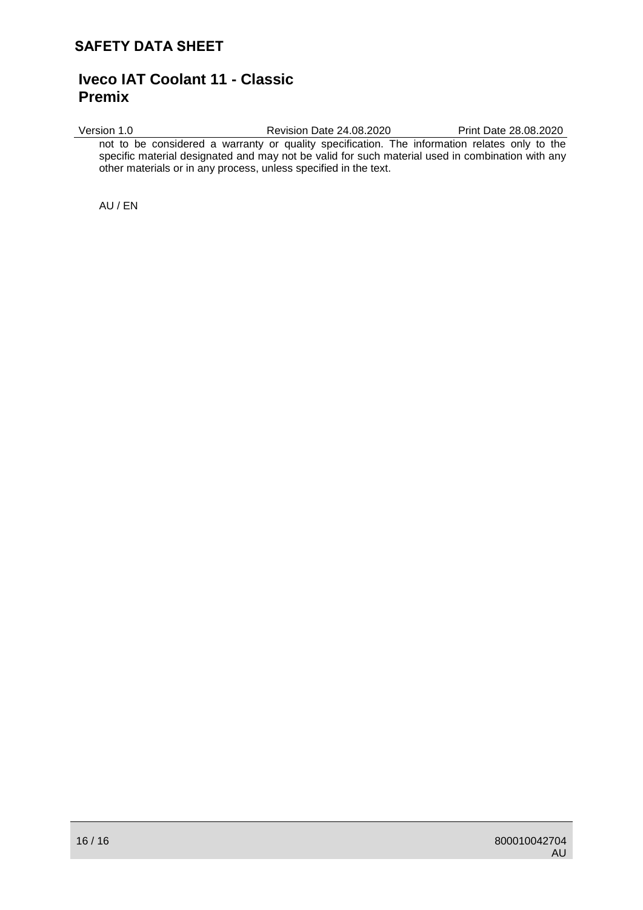not to be considered a warranty or quality specification. The information relates only to the specific material designated and may not be valid for such material used in combination with any other materials or in any process, unless specified in the text.

AU / EN